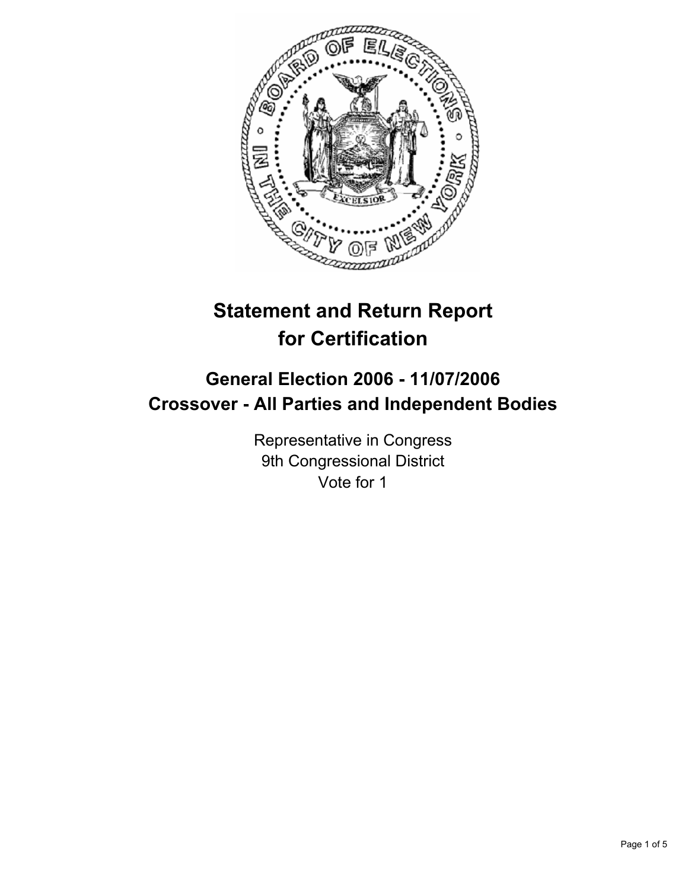# Statement and Return Report for Certification

## General Election 2006 - 11/07/2006
## Crossover - All Parties and Independent Bodies

Representative in Congress
9th Congressional District
Vote for 1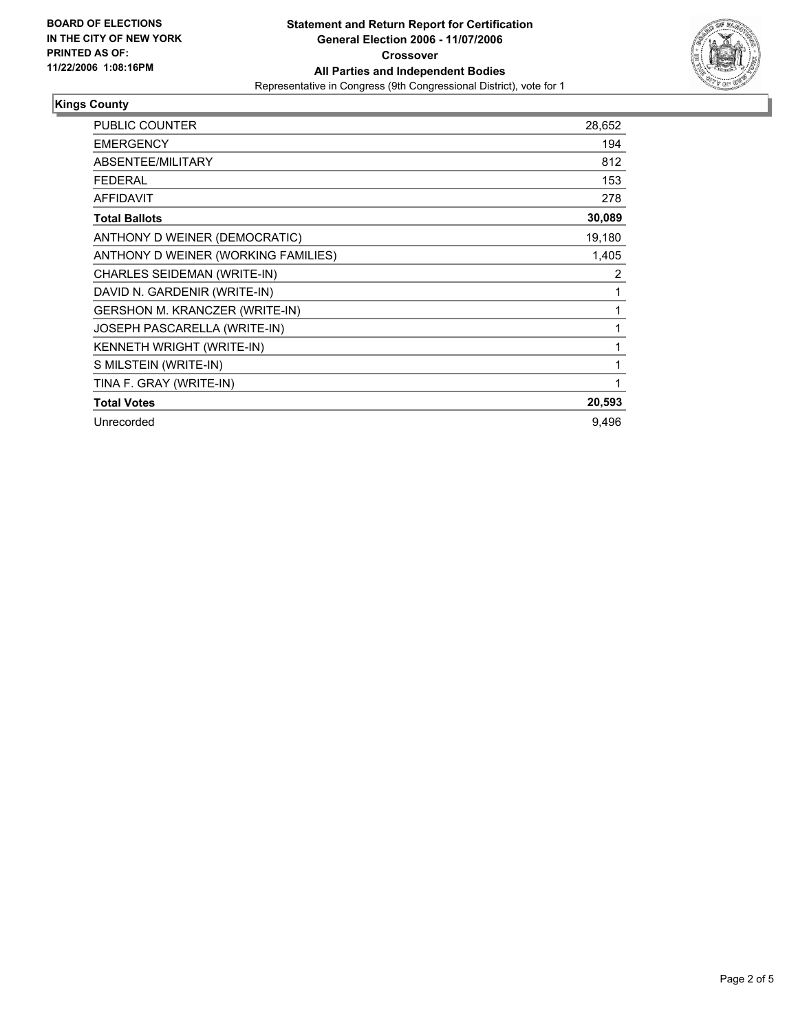**BOARD OF ELECTIONS IN THE CITY OF NEW YORK PRINTED AS OF: 11/22/2006 1:08:16PM**

**Statement and Return Report for Certification**
**General Election 2006 - 11/07/2006**
**Crossover**
**All Parties and Independent Bodies**
Representative in Congress (9th Congressional District), vote for 1

## Kings County

| | |
|---|---|
| PUBLIC COUNTER | 28,652 |
| EMERGENCY | 194 |
| ABSENTEE/MILITARY | 812 |
| FEDERAL | 153 |
| AFFIDAVIT | 278 |
| **Total Ballots** | **30,089** |
| ANTHONY D WEINER (DEMOCRATIC) | 19,180 |
| ANTHONY D WEINER (WORKING FAMILIES) | 1,405 |
| CHARLES SEIDEMAN (WRITE-IN) | 2 |
| DAVID N. GARDENIR (WRITE-IN) | 1 |
| GERSHON M. KRANCZER (WRITE-IN) | 1 |
| JOSEPH PASCARELLA (WRITE-IN) | 1 |
| KENNETH WRIGHT (WRITE-IN) | 1 |
| S MILSTEIN (WRITE-IN) | 1 |
| TINA F. GRAY (WRITE-IN) | 1 |
| **Total Votes** | **20,593** |
| Unrecorded | 9,496 |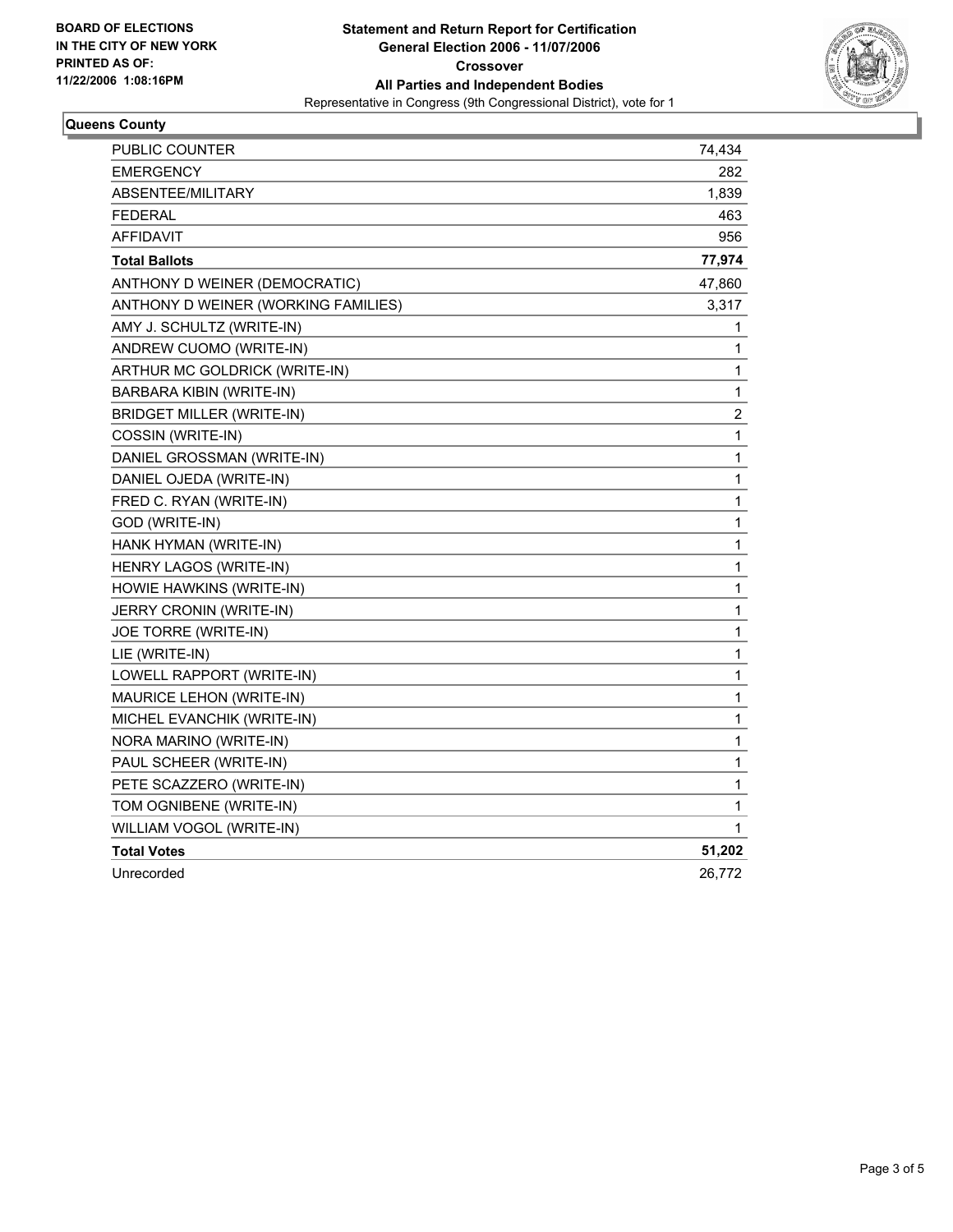**BOARD OF ELECTIONS IN THE CITY OF NEW YORK PRINTED AS OF: 11/22/2006 1:08:16PM**

**Statement and Return Report for Certification**
**General Election 2006 - 11/07/2006**
**Crossover**
**All Parties and Independent Bodies**
Representative in Congress (9th Congressional District), vote for 1

**Queens County**

| | |
|---|---|
| PUBLIC COUNTER | 74,434 |
| EMERGENCY | 282 |
| ABSENTEE/MILITARY | 1,839 |
| FEDERAL | 463 |
| AFFIDAVIT | 956 |
| **Total Ballots** | **77,974** |
| ANTHONY D WEINER (DEMOCRATIC) | 47,860 |
| ANTHONY D WEINER (WORKING FAMILIES) | 3,317 |
| AMY J. SCHULTZ (WRITE-IN) | 1 |
| ANDREW CUOMO (WRITE-IN) | 1 |
| ARTHUR MC GOLDRICK (WRITE-IN) | 1 |
| BARBARA KIBIN (WRITE-IN) | 1 |
| BRIDGET MILLER (WRITE-IN) | 2 |
| COSSIN (WRITE-IN) | 1 |
| DANIEL GROSSMAN (WRITE-IN) | 1 |
| DANIEL OJEDA (WRITE-IN) | 1 |
| FRED C. RYAN (WRITE-IN) | 1 |
| GOD (WRITE-IN) | 1 |
| HANK HYMAN (WRITE-IN) | 1 |
| HENRY LAGOS (WRITE-IN) | 1 |
| HOWIE HAWKINS (WRITE-IN) | 1 |
| JERRY CRONIN (WRITE-IN) | 1 |
| JOE TORRE (WRITE-IN) | 1 |
| LIE (WRITE-IN) | 1 |
| LOWELL RAPPORT (WRITE-IN) | 1 |
| MAURICE LEHON (WRITE-IN) | 1 |
| MICHEL EVANCHIK (WRITE-IN) | 1 |
| NORA MARINO (WRITE-IN) | 1 |
| PAUL SCHEER (WRITE-IN) | 1 |
| PETE SCAZZERO (WRITE-IN) | 1 |
| TOM OGNIBENE (WRITE-IN) | 1 |
| WILLIAM VOGOL (WRITE-IN) | 1 |
| **Total Votes** | **51,202** |
| Unrecorded | 26,772 |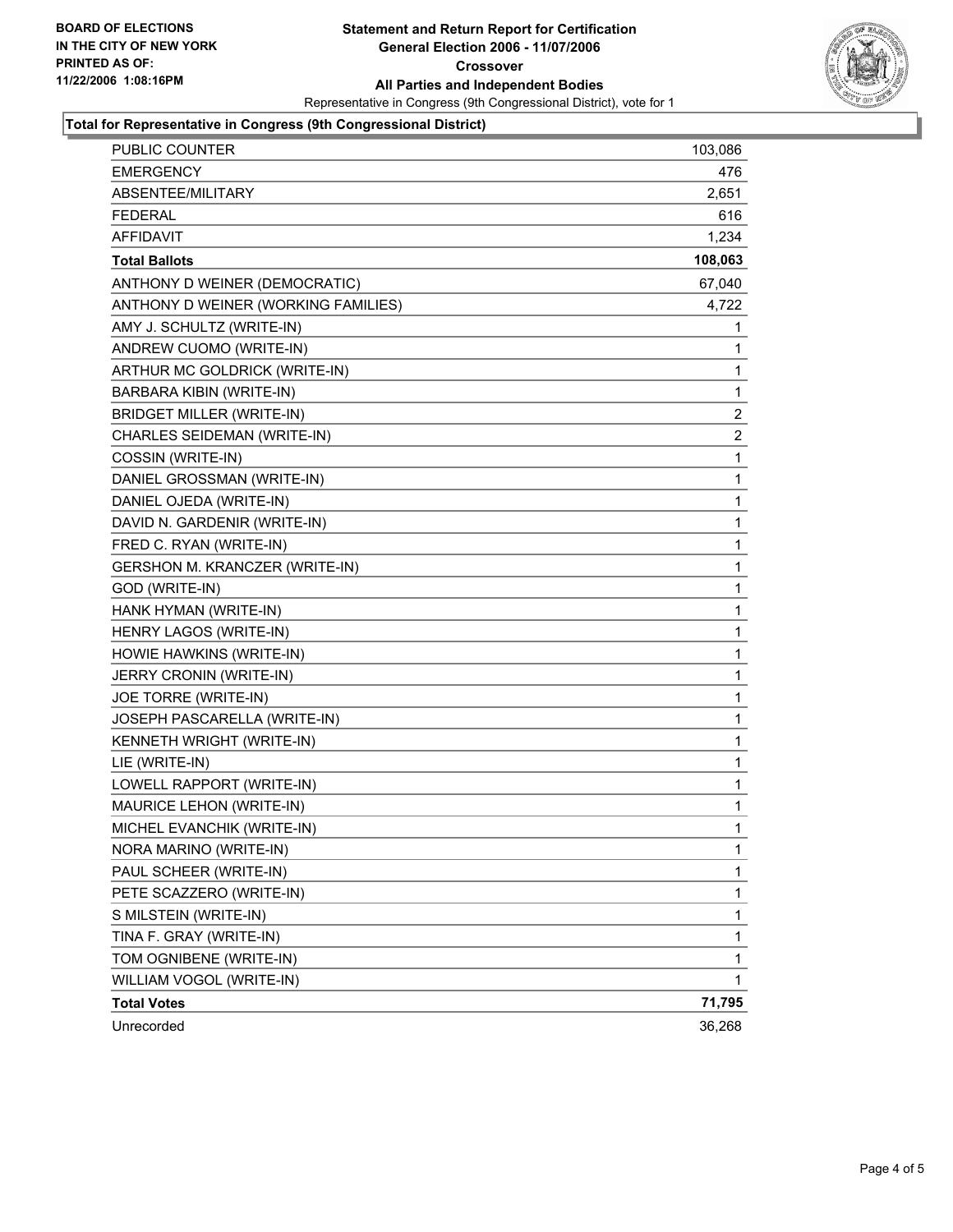**BOARD OF ELECTIONS IN THE CITY OF NEW YORK**
**PRINTED AS OF: 11/22/2006 1:08:16PM**

# Statement and Return Report for Certification
## General Election 2006 - 11/07/2006
## Crossover
## All Parties and Independent Bodies

Representative in Congress (9th Congressional District), vote for 1

### Total for Representative in Congress (9th Congressional District)

| | |
|---|---:|
| PUBLIC COUNTER | 103,086 |
| EMERGENCY | 476 |
| ABSENTEE/MILITARY | 2,651 |
| FEDERAL | 616 |
| AFFIDAVIT | 1,234 |
| **Total Ballots** | **108,063** |
| ANTHONY D WEINER (DEMOCRATIC) | 67,040 |
| ANTHONY D WEINER (WORKING FAMILIES) | 4,722 |
| AMY J. SCHULTZ (WRITE-IN) | 1 |
| ANDREW CUOMO (WRITE-IN) | 1 |
| ARTHUR MC GOLDRICK (WRITE-IN) | 1 |
| BARBARA KIBIN (WRITE-IN) | 1 |
| BRIDGET MILLER (WRITE-IN) | 2 |
| CHARLES SEIDEMAN (WRITE-IN) | 2 |
| COSSIN (WRITE-IN) | 1 |
| DANIEL GROSSMAN (WRITE-IN) | 1 |
| DANIEL OJEDA (WRITE-IN) | 1 |
| DAVID N. GARDENIR (WRITE-IN) | 1 |
| FRED C. RYAN (WRITE-IN) | 1 |
| GERSHON M. KRANCZER (WRITE-IN) | 1 |
| GOD (WRITE-IN) | 1 |
| HANK HYMAN (WRITE-IN) | 1 |
| HENRY LAGOS (WRITE-IN) | 1 |
| HOWIE HAWKINS (WRITE-IN) | 1 |
| JERRY CRONIN (WRITE-IN) | 1 |
| JOE TORRE (WRITE-IN) | 1 |
| JOSEPH PASCARELLA (WRITE-IN) | 1 |
| KENNETH WRIGHT (WRITE-IN) | 1 |
| LIE (WRITE-IN) | 1 |
| LOWELL RAPPORT (WRITE-IN) | 1 |
| MAURICE LEHON (WRITE-IN) | 1 |
| MICHEL EVANCHIK (WRITE-IN) | 1 |
| NORA MARINO (WRITE-IN) | 1 |
| PAUL SCHEER (WRITE-IN) | 1 |
| PETE SCAZZERO (WRITE-IN) | 1 |
| S MILSTEIN (WRITE-IN) | 1 |
| TINA F. GRAY (WRITE-IN) | 1 |
| TOM OGNIBENE (WRITE-IN) | 1 |
| WILLIAM VOGOL (WRITE-IN) | 1 |
| **Total Votes** | **71,795** |
| Unrecorded | 36,268 |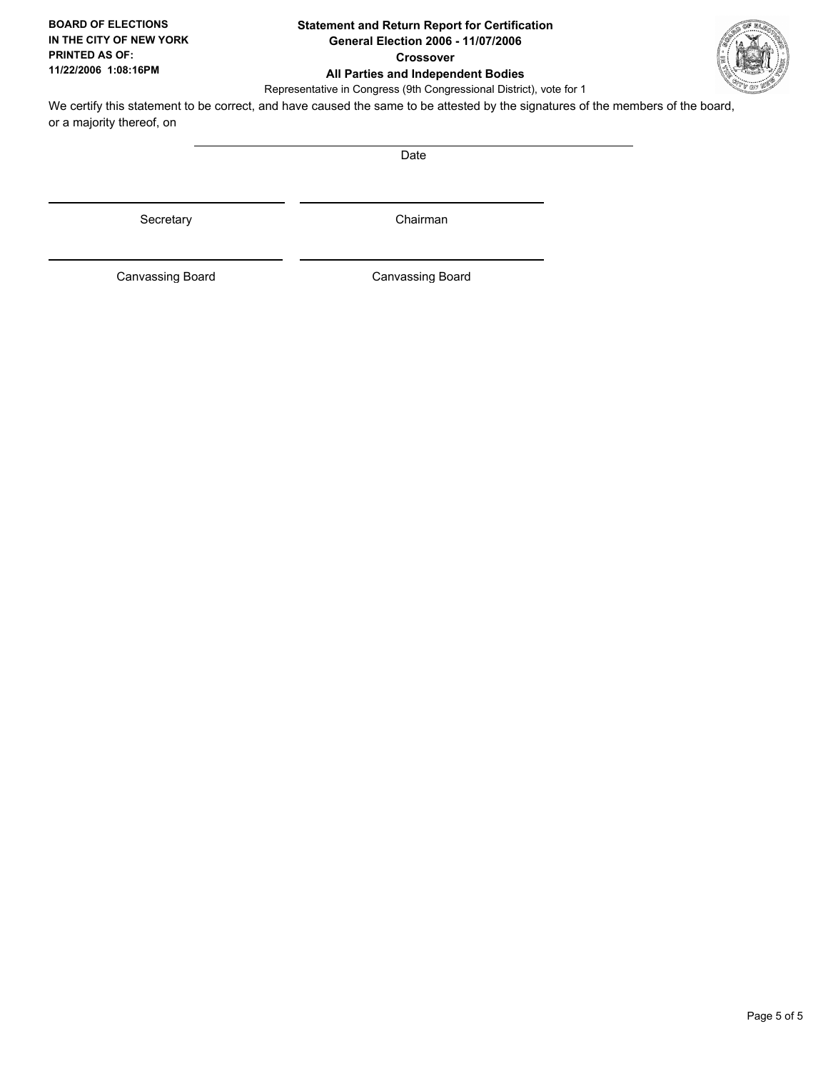**BOARD OF ELECTIONS IN THE CITY OF NEW YORK**
**PRINTED AS OF:**
**11/22/2006 1:08:16PM**

**Statement and Return Report for Certification**
**General Election 2006 - 11/07/2006**
**Crossover**
**All Parties and Independent Bodies**

Representative in Congress (9th Congressional District), vote for 1

We certify this statement to be correct, and have caused the same to be attested by the signatures of the members of the board, or a majority thereof, on

\_\_\_\_\_\_\_\_\_\_\_\_\_\_\_\_\_\_\_\_\_\_\_\_\_\_\_\_\_\_\_\_\_\_\_\_\_\_\_\_

Date

| | |
|---|---|
| \_\_\_\_\_\_\_\_\_\_\_\_\_\_\_\_\_\_\_\_\_\_\_\_ | \_\_\_\_\_\_\_\_\_\_\_\_\_\_\_\_\_\_\_\_\_\_\_\_ |
| Secretary | Chairman |
| \_\_\_\_\_\_\_\_\_\_\_\_\_\_\_\_\_\_\_\_\_\_\_\_ | \_\_\_\_\_\_\_\_\_\_\_\_\_\_\_\_\_\_\_\_\_\_\_\_ |
| Canvassing Board | Canvassing Board |